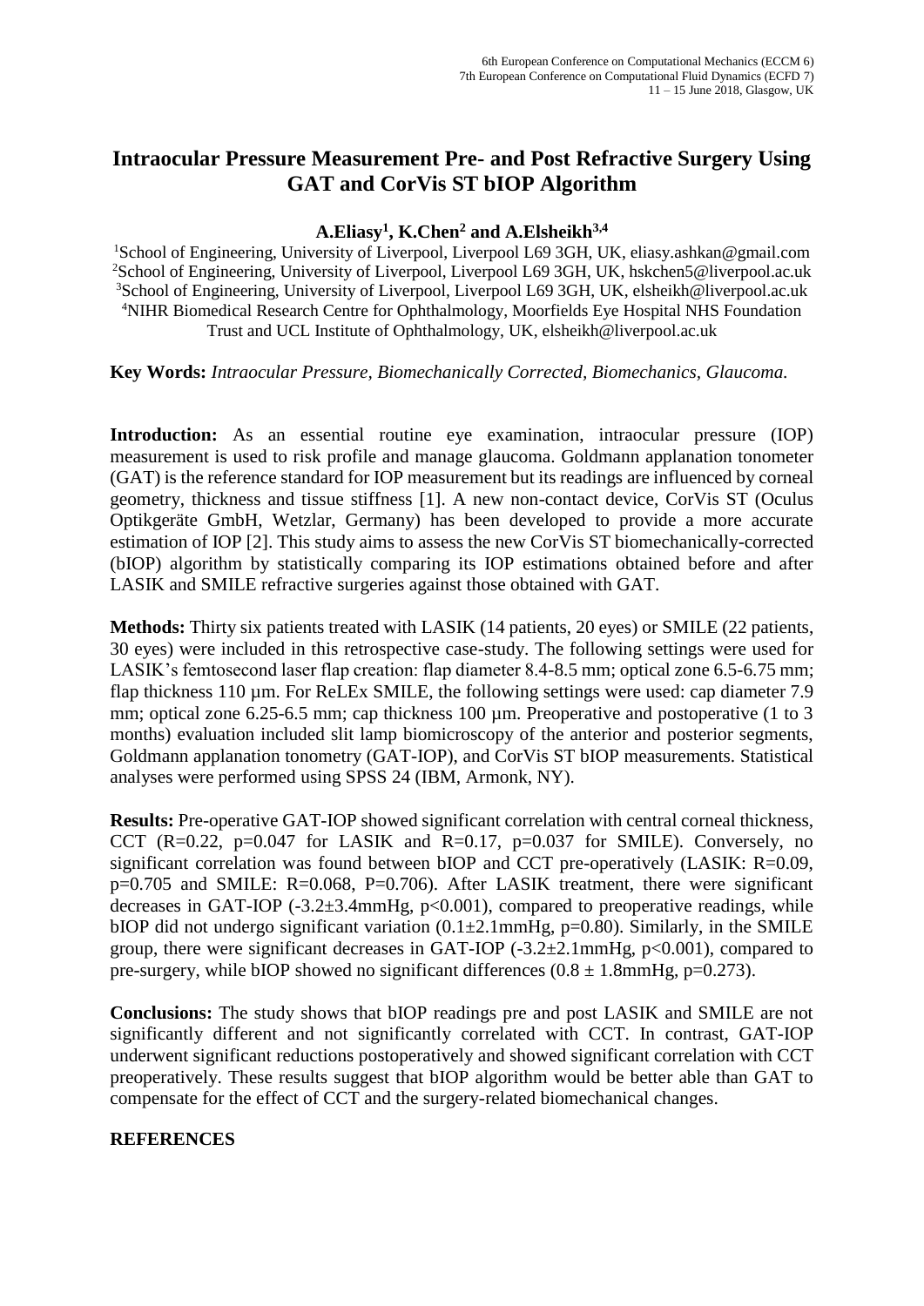# Intraocular Pressure Measurement Pre- and Post Refractive Surgery Using GAT and CorVis ST bIOP Algorithm

**A.Eliasy[1], K.Chen[2] and A.Elsheikh[3,4]**

[1]School of Engineering, University of Liverpool, Liverpool L69 3GH, UK, eliasy.ashkan@gmail.com
[2]School of Engineering, University of Liverpool, Liverpool L69 3GH, UK, hskchen5@liverpool.ac.uk
[3]School of Engineering, University of Liverpool, Liverpool L69 3GH, UK, elsheikh@liverpool.ac.uk
[4]NIHR Biomedical Research Centre for Ophthalmology, Moorfields Eye Hospital NHS Foundation Trust and UCL Institute of Ophthalmology, UK, elsheikh@liverpool.ac.uk

**Key Words:** *Intraocular Pressure, Biomechanically Corrected, Biomechanics, Glaucoma.*

**Introduction:** As an essential routine eye examination, intraocular pressure (IOP) measurement is used to risk profile and manage glaucoma. Goldmann applanation tonometer (GAT) is the reference standard for IOP measurement but its readings are influenced by corneal geometry, thickness and tissue stiffness [1]. A new non-contact device, CorVis ST (Oculus Optikgeräte GmbH, Wetzlar, Germany) has been developed to provide a more accurate estimation of IOP [2]. This study aims to assess the new CorVis ST biomechanically-corrected (bIOP) algorithm by statistically comparing its IOP estimations obtained before and after LASIK and SMILE refractive surgeries against those obtained with GAT.

**Methods:** Thirty six patients treated with LASIK (14 patients, 20 eyes) or SMILE (22 patients, 30 eyes) were included in this retrospective case-study. The following settings were used for LASIK's femtosecond laser flap creation: flap diameter 8.4-8.5 mm; optical zone 6.5-6.75 mm; flap thickness 110 µm. For ReLEx SMILE, the following settings were used: cap diameter 7.9 mm; optical zone 6.25-6.5 mm; cap thickness 100 µm. Preoperative and postoperative (1 to 3 months) evaluation included slit lamp biomicroscopy of the anterior and posterior segments, Goldmann applanation tonometry (GAT-IOP), and CorVis ST bIOP measurements. Statistical analyses were performed using SPSS 24 (IBM, Armonk, NY).

**Results:** Pre-operative GAT-IOP showed significant correlation with central corneal thickness, CCT ($R=0.22$, $p=0.047$ for LASIK and $R=0.17$, $p=0.037$ for SMILE). Conversely, no significant correlation was found between bIOP and CCT pre-operatively (LASIK: $R=0.09$, $p=0.705$ and SMILE: $R=0.068$, $P=0.706$). After LASIK treatment, there were significant decreases in GAT-IOP ($-3.2\pm3.4$mmHg, $p<0.001$), compared to preoperative readings, while bIOP did not undergo significant variation ($0.1\pm2.1$mmHg, $p=0.80$). Similarly, in the SMILE group, there were significant decreases in GAT-IOP ($-3.2\pm2.1$mmHg, $p<0.001$), compared to pre-surgery, while bIOP showed no significant differences ($0.8 \pm 1.8$mmHg, $p=0.273$).

**Conclusions:** The study shows that bIOP readings pre and post LASIK and SMILE are not significantly different and not significantly correlated with CCT. In contrast, GAT-IOP underwent significant reductions postoperatively and showed significant correlation with CCT preoperatively. These results suggest that bIOP algorithm would be better able than GAT to compensate for the effect of CCT and the surgery-related biomechanical changes.

**REFERENCES**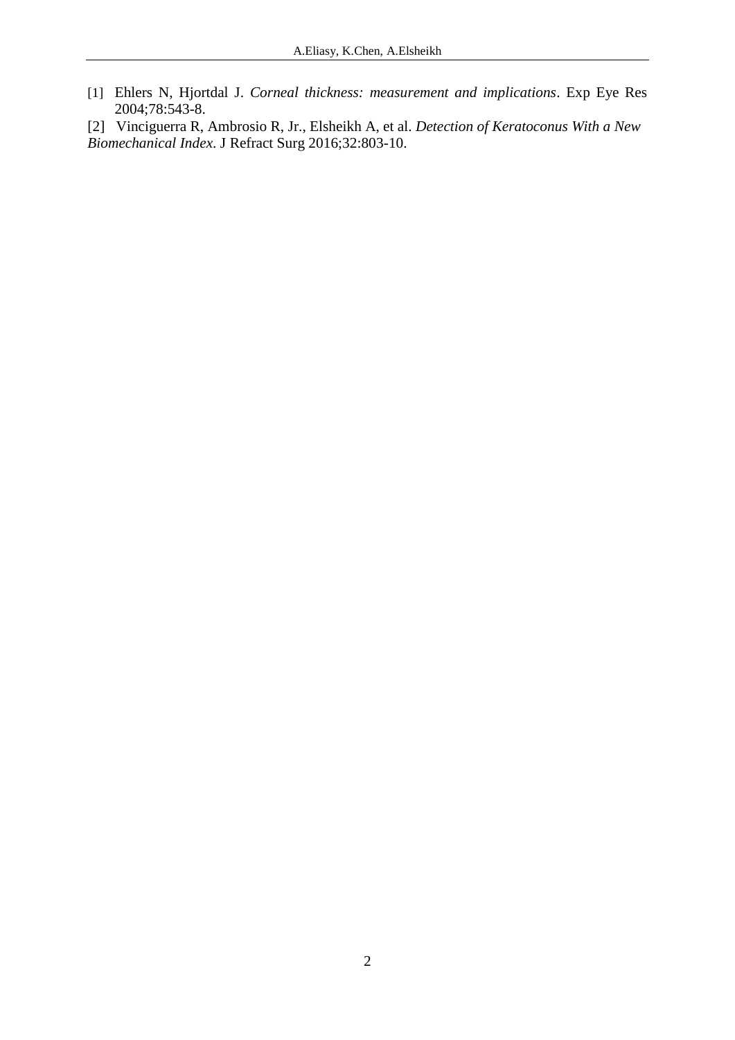[1] Ehlers N, Hjortdal J. *Corneal thickness: measurement and implications*. Exp Eye Res 2004;78:543-8.

[2] Vinciguerra R, Ambrosio R, Jr., Elsheikh A, et al. *Detection of Keratoconus With a New Biomechanical Index*. J Refract Surg 2016;32:803-10.